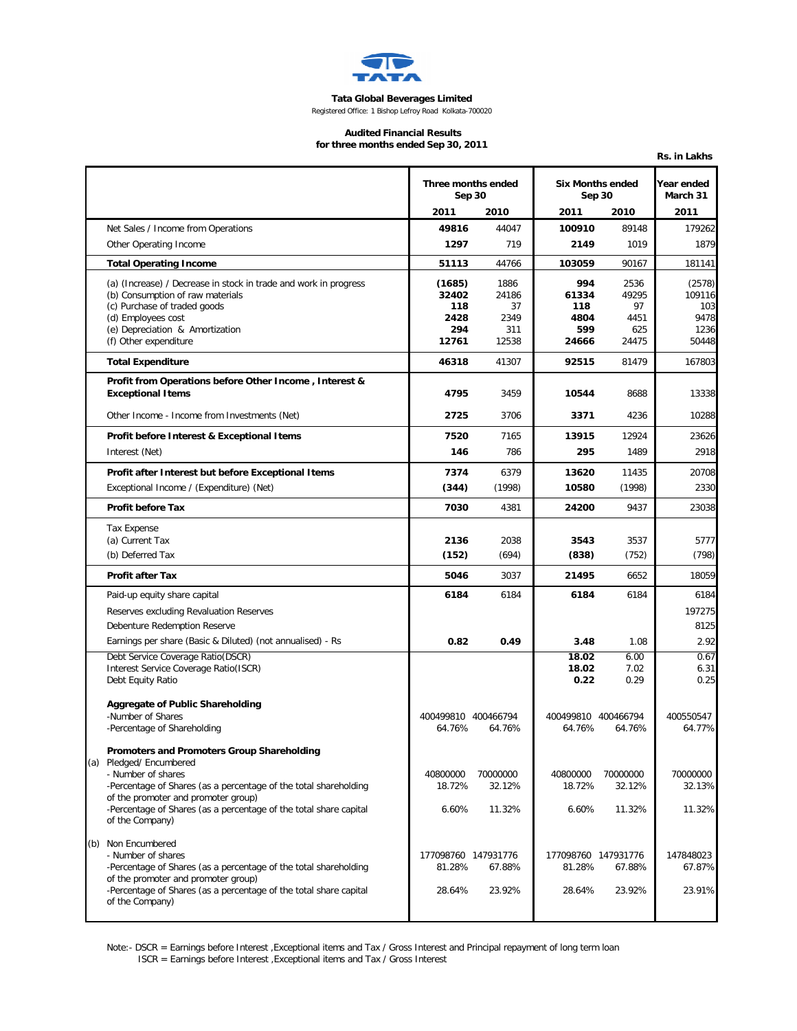**Tata Global Beverages Limited**

Registered Office: 1 Bishop Lefroy Road Kolkata-700020

**Audited Financial Results**
**for three months ended Sep 30, 2011**

**Rs. in Lakhs**

| | Three months ended Sep 30 | | Six Months ended Sep 30 | | Year ended March 31 |
|---|---|---|---|---|---|
| | **2011** | **2010** | **2011** | **2010** | **2011** |
| Net Sales / Income from Operations | **49816** | 44047 | **100910** | 89148 | 179262 |
| Other Operating Income | **1297** | 719 | **2149** | 1019 | 1879 |
| **Total Operating Income** | **51113** | 44766 | **103059** | 90167 | 181141 |
| (a) (Increase) / Decrease in stock in trade and work in progress | **(1685)** | 1886 | **994** | 2536 | (2578) |
| (b) Consumption of raw materials | **32402** | 24186 | **61334** | 49295 | 109116 |
| (c) Purchase of traded goods | **118** | 37 | **118** | 97 | 103 |
| (d) Employees cost | **2428** | 2349 | **4804** | 4451 | 9478 |
| (e) Depreciation & Amortization | **294** | 311 | **599** | 625 | 1236 |
| (f) Other expenditure | **12761** | 12538 | **24666** | 24475 | 50448 |
| **Total Expenditure** | **46318** | 41307 | **92515** | 81479 | 167803 |
| **Profit from Operations before Other Income , Interest & Exceptional Items** | **4795** | 3459 | **10544** | 8688 | 13338 |
| Other Income - Income from Investments (Net) | **2725** | 3706 | **3371** | 4236 | 10288 |
| **Profit before Interest & Exceptional Items** | **7520** | 7165 | **13915** | 12924 | 23626 |
| Interest (Net) | **146** | 786 | **295** | 1489 | 2918 |
| **Profit after Interest but before Exceptional Items** | **7374** | 6379 | **13620** | 11435 | 20708 |
| Exceptional Income / (Expenditure) (Net) | **(344)** | (1998) | **10580** | (1998) | 2330 |
| **Profit before Tax** | **7030** | 4381 | **24200** | 9437 | 23038 |
| Tax Expense | | | | | |
| (a) Current Tax | **2136** | 2038 | **3543** | 3537 | 5777 |
| (b) Deferred Tax | **(152)** | (694) | **(838)** | (752) | (798) |
| **Profit after Tax** | **5046** | 3037 | **21495** | 6652 | 18059 |
| Paid-up equity share capital | **6184** | 6184 | **6184** | 6184 | 6184 |
| Reserves excluding Revaluation Reserves | | | | | 197275 |
| Debenture Redemption Reserve | | | | | 8125 |
| Earnings per share (Basic & Diluted) (not annualised) - Rs | **0.82** | **0.49** | **3.48** | 1.08 | 2.92 |
| Debt Service Coverage Ratio(DSCR) | | | **18.02** | 6.00 | 0.67 |
| Interest Service Coverage Ratio(ISCR) | | | **18.02** | 7.02 | 6.31 |
| Debt Equity Ratio | | | **0.22** | 0.29 | 0.25 |
| **Aggregate of Public Shareholding** | | | | | |
| -Number of Shares | 400499810 | 400466794 | 400499810 | 400466794 | 400550547 |
| -Percentage of Shareholding | 64.76% | 64.76% | 64.76% | 64.76% | 64.77% |
| **Promoters and Promoters Group Shareholding** | | | | | |
| (a) Pledged/ Encumbered | | | | | |
| - Number of shares | 40800000 | 70000000 | 40800000 | 70000000 | 70000000 |
| -Percentage of Shares (as a percentage of the total shareholding of the promoter and promoter group) | 18.72% | 32.12% | 18.72% | 32.12% | 32.13% |
| -Percentage of Shares (as a percentage of the total share capital of the Company) | 6.60% | 11.32% | 6.60% | 11.32% | 11.32% |
| (b) Non Encumbered | | | | | |
| - Number of shares | 177098760 | 147931776 | 177098760 | 147931776 | 147848023 |
| -Percentage of Shares (as a percentage of the total shareholding of the promoter and promoter group) | 81.28% | 67.88% | 81.28% | 67.88% | 67.87% |
| -Percentage of Shares (as a percentage of the total share capital of the Company) | 28.64% | 23.92% | 28.64% | 23.92% | 23.91% |

Note:- DSCR = Earnings before Interest ,Exceptional items and Tax / Gross Interest and Principal repayment of long term loan
ISCR = Earnings before Interest ,Exceptional items and Tax / Gross Interest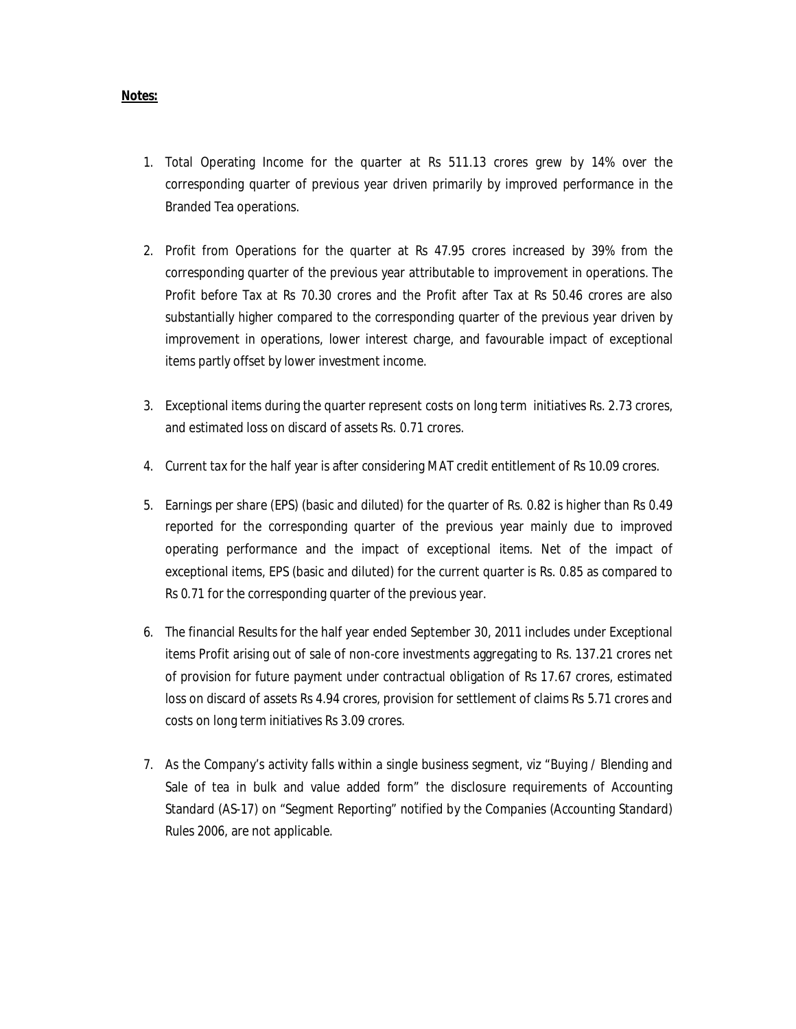**Notes:**

1. Total Operating Income for the quarter at Rs 511.13 crores grew by 14% over the corresponding quarter of previous year driven primarily by improved performance in the Branded Tea operations.

2. Profit from Operations for the quarter at Rs 47.95 crores increased by 39% from the corresponding quarter of the previous year attributable to improvement in operations. The Profit before Tax at Rs 70.30 crores and the Profit after Tax at Rs 50.46 crores are also substantially higher compared to the corresponding quarter of the previous year driven by improvement in operations, lower interest charge, and favourable impact of exceptional items partly offset by lower investment income.

3. Exceptional items during the quarter represent costs on long term initiatives Rs. 2.73 crores, and estimated loss on discard of assets Rs. 0.71 crores.

4. Current tax for the half year is after considering MAT credit entitlement of Rs 10.09 crores.

5. Earnings per share (EPS) (basic and diluted) for the quarter of Rs. 0.82 is higher than Rs 0.49 reported for the corresponding quarter of the previous year mainly due to improved operating performance and the impact of exceptional items. Net of the impact of exceptional items, EPS (basic and diluted) for the current quarter is Rs. 0.85 as compared to Rs 0.71 for the corresponding quarter of the previous year.

6. The financial Results for the half year ended September 30, 2011 includes under Exceptional items Profit arising out of sale of non-core investments aggregating to Rs. 137.21 crores net of provision for future payment under contractual obligation of Rs 17.67 crores, estimated loss on discard of assets Rs 4.94 crores, provision for settlement of claims Rs 5.71 crores and costs on long term initiatives Rs 3.09 crores.

7. As the Company's activity falls within a single business segment, viz "Buying / Blending and Sale of tea in bulk and value added form" the disclosure requirements of Accounting Standard (AS-17) on "Segment Reporting" notified by the Companies (Accounting Standard) Rules 2006, are not applicable.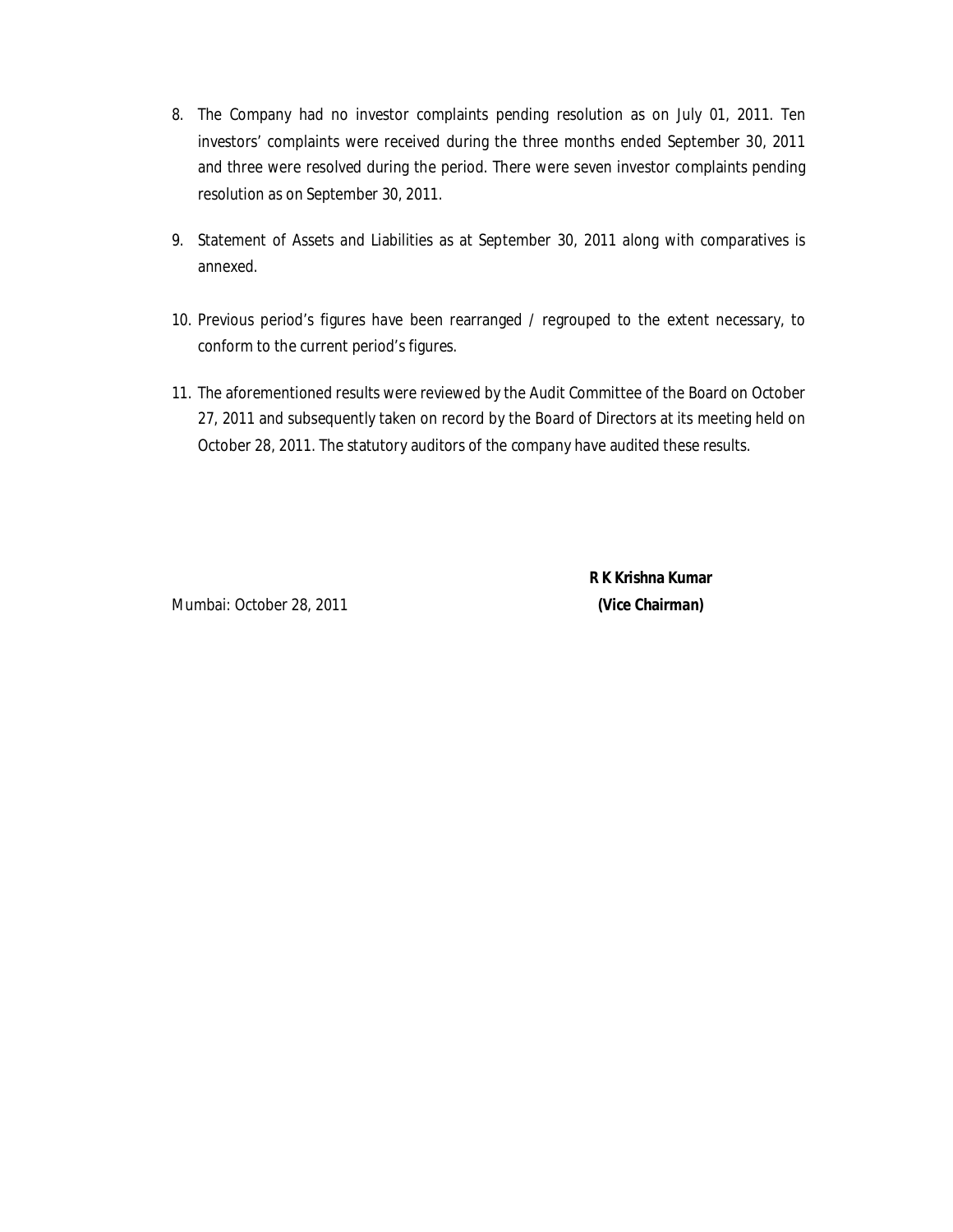8. The Company had no investor complaints pending resolution as on July 01, 2011. Ten investors' complaints were received during the three months ended September 30, 2011 and three were resolved during the period. There were seven investor complaints pending resolution as on September 30, 2011.

9. Statement of Assets and Liabilities as at September 30, 2011 along with comparatives is annexed.

10. Previous period's figures have been rearranged / regrouped to the extent necessary, to conform to the current period's figures.

11. The aforementioned results were reviewed by the Audit Committee of the Board on October 27, 2011 and subsequently taken on record by the Board of Directors at its meeting held on October 28, 2011. The statutory auditors of the company have audited these results.

**R K Krishna Kumar**

Mumbai: October 28, 2011 **(Vice Chairman)**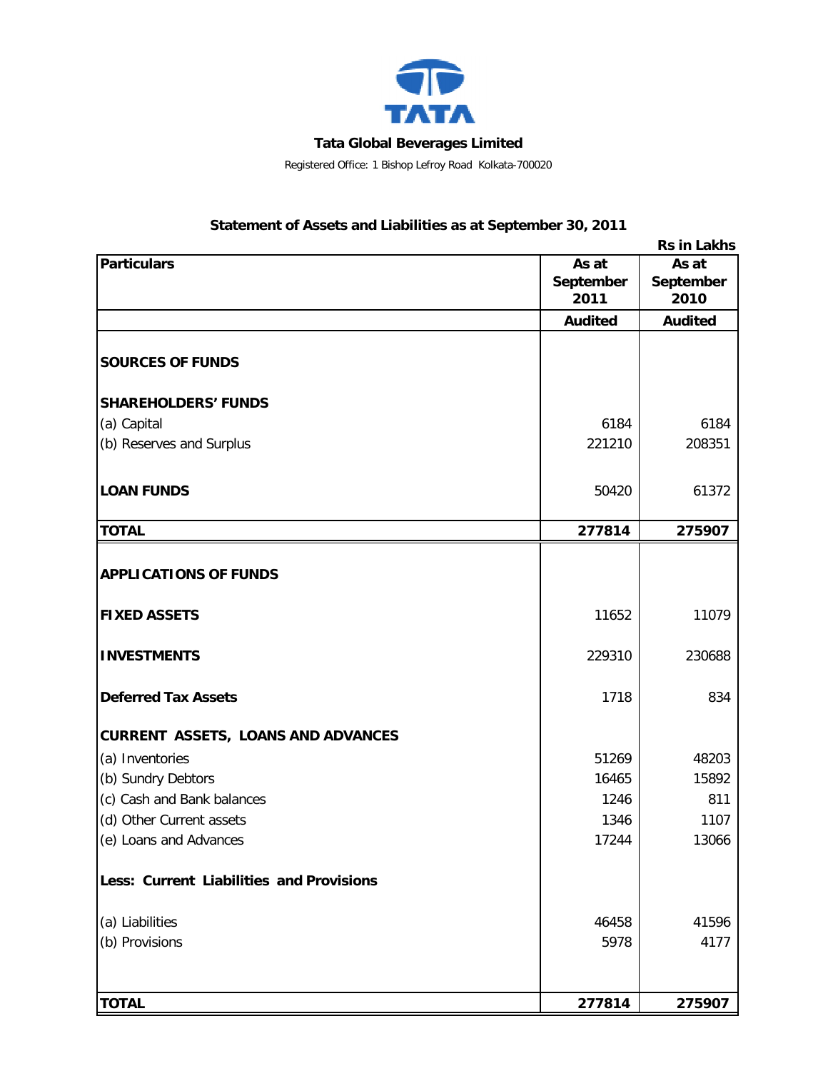# Tata Global Beverages Limited

Registered Office: 1 Bishop Lefroy Road Kolkata-700020

## Statement of Assets and Liabilities as at September 30, 2011

Rs in Lakhs

| Particulars | As at September 2011 | As at September 2010 |
|---|---|---|
| | **Audited** | **Audited** |
| **SOURCES OF FUNDS** | | |
| **SHAREHOLDERS' FUNDS** | | |
| (a) Capital | 6184 | 6184 |
| (b) Reserves and Surplus | 221210 | 208351 |
| **LOAN FUNDS** | 50420 | 61372 |
| **TOTAL** | **277814** | **275907** |
| **APPLICATIONS OF FUNDS** | | |
| **FIXED ASSETS** | 11652 | 11079 |
| **INVESTMENTS** | 229310 | 230688 |
| **Deferred Tax Assets** | 1718 | 834 |
| **CURRENT ASSETS, LOANS AND ADVANCES** | | |
| (a) Inventories | 51269 | 48203 |
| (b) Sundry Debtors | 16465 | 15892 |
| (c) Cash and Bank balances | 1246 | 811 |
| (d) Other Current assets | 1346 | 1107 |
| (e) Loans and Advances | 17244 | 13066 |
| **Less: Current Liabilities and Provisions** | | |
| (a) Liabilities | 46458 | 41596 |
| (b) Provisions | 5978 | 4177 |
| **TOTAL** | **277814** | **275907** |